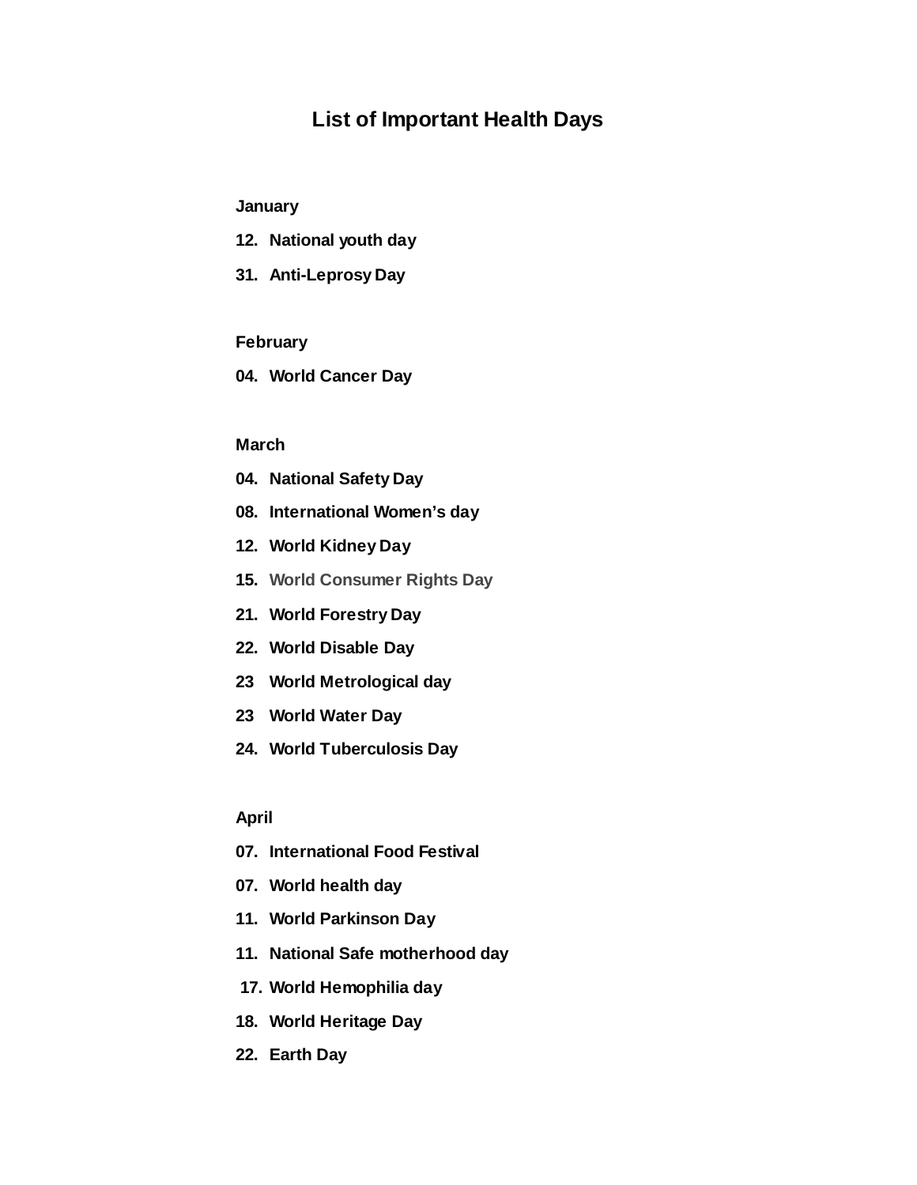# List of Important Health Days

**January**

**12. National youth day**

**31. Anti-Leprosy Day**

**February**

**04. World Cancer Day**

**March**

**04. National Safety Day**

**08. International Women's day**

**12. World Kidney Day**

**15. World Consumer Rights Day**

**21. World Forestry Day**

**22. World Disable Day**

**23 World Metrological day**

**23 World Water Day**

**24. World Tuberculosis Day**

**April**

**07. International Food Festival**

**07. World health day**

**11. World Parkinson Day**

**11. National Safe motherhood day**

**17. World Hemophilia day**

**18. World Heritage Day**

**22. Earth Day**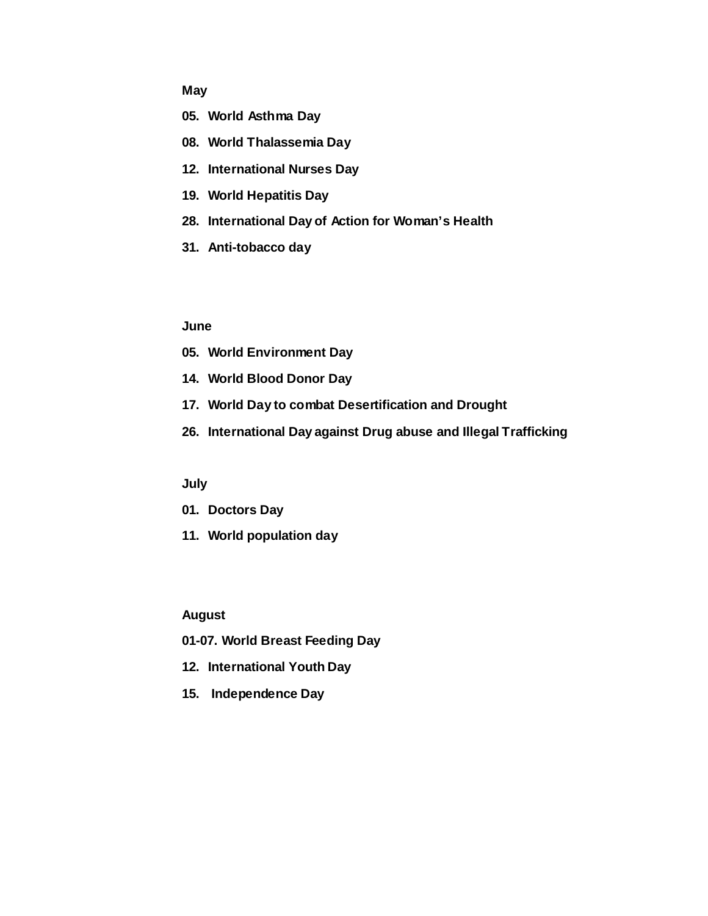**May**

**05. World Asthma Day**

**08. World Thalassemia Day**

**12. International Nurses Day**

**19. World Hepatitis Day**

**28. International Day of Action for Woman's Health**

**31. Anti-tobacco day**

**June**

**05. World Environment Day**

**14. World Blood Donor Day**

**17. World Day to combat Desertification and Drought**

**26. International Day against Drug abuse and Illegal Trafficking**

**July**

**01. Doctors Day**

**11. World population day**

**August**

**01-07. World Breast Feeding Day**

**12. International Youth Day**

**15. Independence Day**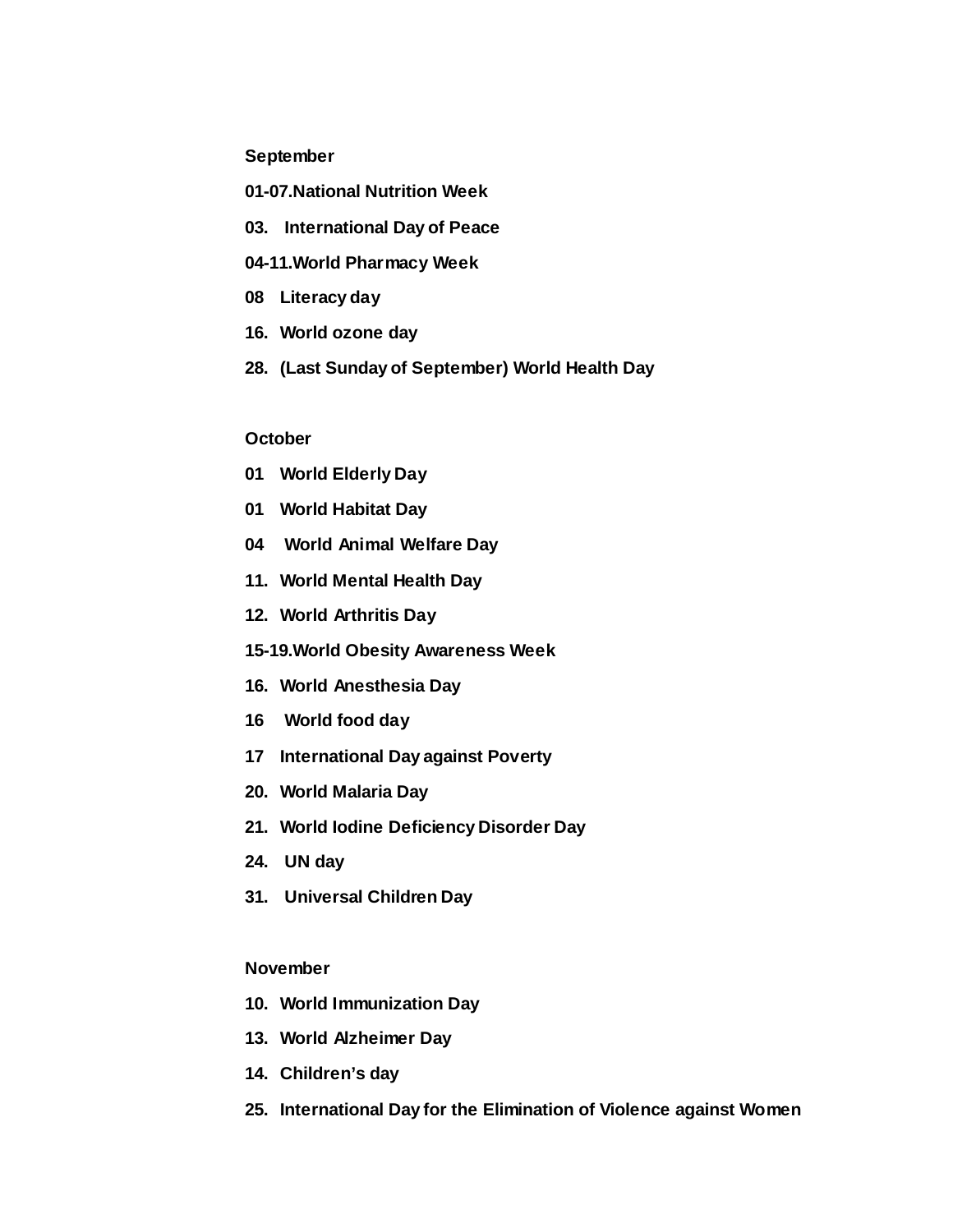**September**

**01-07.National Nutrition Week**

**03. International Day of Peace**

**04-11.World Pharmacy Week**

**08 Literacy day**

**16. World ozone day**

**28. (Last Sunday of September) World Health Day**

**October**

**01 World Elderly Day**

**01 World Habitat Day**

**04 World Animal Welfare Day**

**11. World Mental Health Day**

**12. World Arthritis Day**

**15-19.World Obesity Awareness Week**

**16. World Anesthesia Day**

**16 World food day**

**17 International Day against Poverty**

**20. World Malaria Day**

**21. World Iodine Deficiency Disorder Day**

**24. UN day**

**31. Universal Children Day**

**November**

**10. World Immunization Day**

**13. World Alzheimer Day**

**14. Children's day**

**25. International Day for the Elimination of Violence against Women**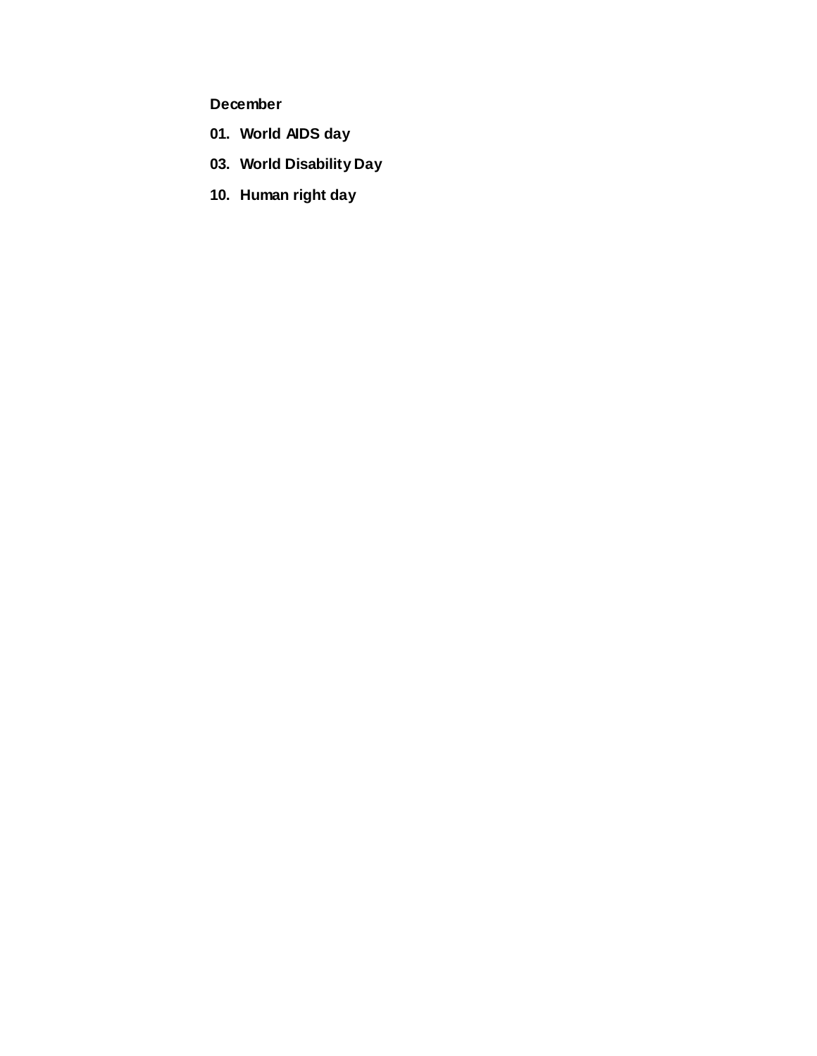**December**

**01. World AIDS day**

**03. World Disability Day**

**10. Human right day**